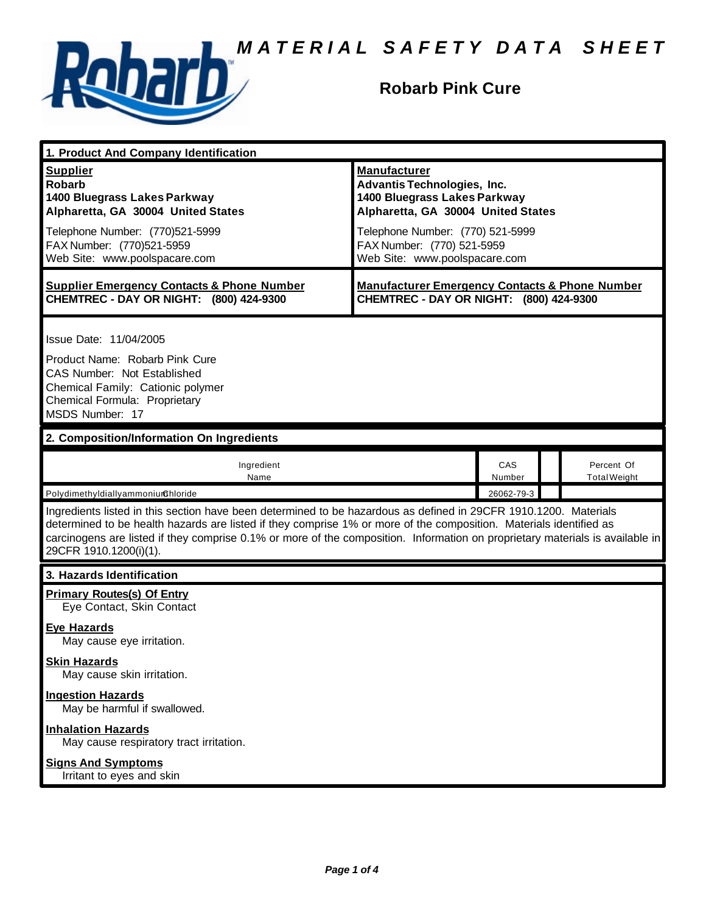# MATERIAL SAFETY DATA SHEET

## Robarb Pink Cure

## 1. Product And Company Identification

| **Supplier** | **Manufacturer** |
|---|---|
| **Robarb** | **Advantis Technologies, Inc.** |
| **1400 Bluegrass Lakes Parkway** | **1400 Bluegrass Lakes Parkway** |
| **Alpharetta, GA 30004 United States** | **Alpharetta, GA 30004 United States** |
| Telephone Number: (770)521-5999 | Telephone Number: (770) 521-5999 |
| FAX Number: (770)521-5959 | FAX Number: (770) 521-5959 |
| Web Site: www.poolspacare.com | Web Site: www.poolspacare.com |

| **Supplier Emergency Contacts & Phone Number** | **Manufacturer Emergency Contacts & Phone Number** |
|---|---|
| **CHEMTREC - DAY OR NIGHT: (800) 424-9300** | **CHEMTREC - DAY OR NIGHT: (800) 424-9300** |

Issue Date: 11/04/2005

Product Name: Robarb Pink Cure
CAS Number: Not Established
Chemical Family: Cationic polymer
Chemical Formula: Proprietary
MSDS Number: 17

## 2. Composition/Information On Ingredients

| Ingredient Name | CAS Number | | Percent Of Total Weight |
|---|---|---|---|
| PolydimethyldiallyammoniumChloride | 26062-79-3 | | |

Ingredients listed in this section have been determined to be hazardous as defined in 29CFR 1910.1200. Materials determined to be health hazards are listed if they comprise 1% or more of the composition. Materials identified as carcinogens are listed if they comprise 0.1% or more of the composition. Information on proprietary materials is available in 29CFR 1910.1200(i)(1).

## 3. Hazards Identification

**Primary Routes(s) Of Entry**
Eye Contact, Skin Contact

**Eye Hazards**
May cause eye irritation.

**Skin Hazards**
May cause skin irritation.

**Ingestion Hazards**
May be harmful if swallowed.

**Inhalation Hazards**
May cause respiratory tract irritation.

**Signs And Symptoms**
Irritant to eyes and skin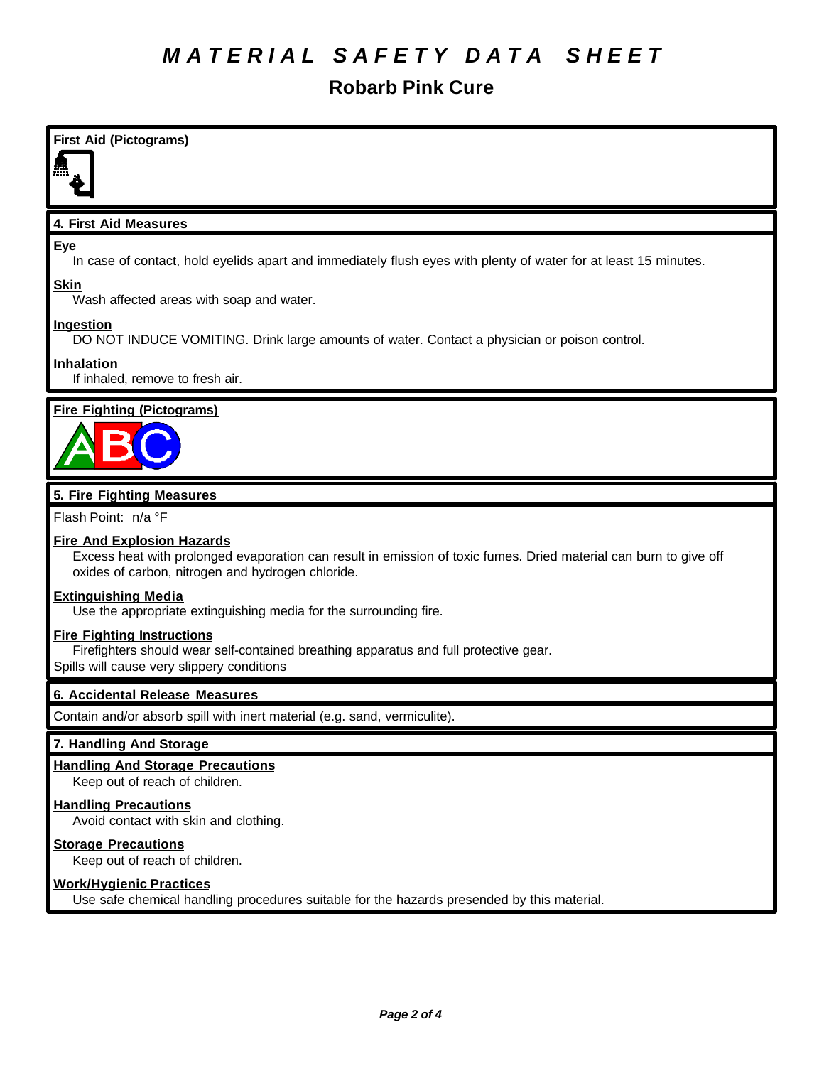# MATERIAL SAFETY DATA SHEET

## Robarb Pink Cure

### First Aid (Pictograms)

### 4. First Aid Measures

**Eye**

In case of contact, hold eyelids apart and immediately flush eyes with plenty of water for at least 15 minutes.

**Skin**

Wash affected areas with soap and water.

**Ingestion**

DO NOT INDUCE VOMITING. Drink large amounts of water. Contact a physician or poison control.

**Inhalation**

If inhaled, remove to fresh air.

### Fire Fighting (Pictograms)

### 5. Fire Fighting Measures

Flash Point: n/a °F

**Fire And Explosion Hazards**

Excess heat with prolonged evaporation can result in emission of toxic fumes. Dried material can burn to give off oxides of carbon, nitrogen and hydrogen chloride.

**Extinguishing Media**

Use the appropriate extinguishing media for the surrounding fire.

**Fire Fighting Instructions**

Firefighters should wear self-contained breathing apparatus and full protective gear.

Spills will cause very slippery conditions

### 6. Accidental Release Measures

Contain and/or absorb spill with inert material (e.g. sand, vermiculite).

### 7. Handling And Storage

**Handling And Storage Precautions**

Keep out of reach of children.

**Handling Precautions**

Avoid contact with skin and clothing.

**Storage Precautions**

Keep out of reach of children.

**Work/Hygienic Practices**

Use safe chemical handling procedures suitable for the hazards presended by this material.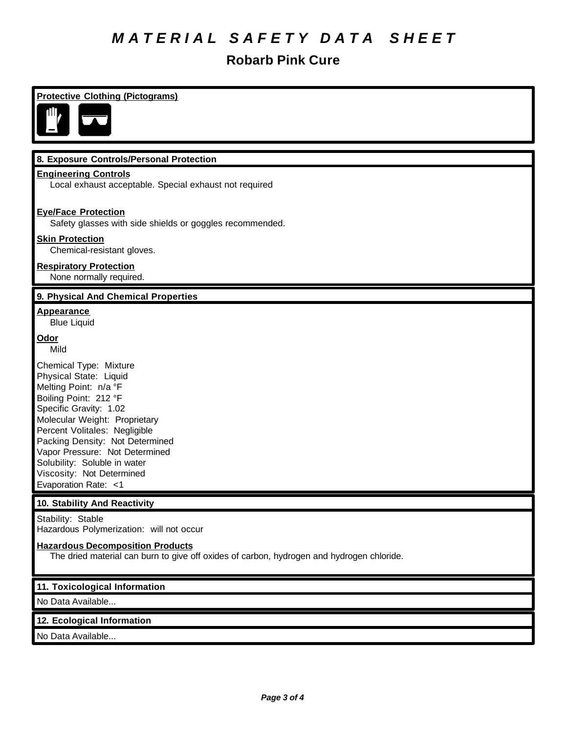# MATERIAL SAFETY DATA SHEET

## Robarb Pink Cure

**Protective Clothing (Pictograms)**

### 8. Exposure Controls/Personal Protection

**Engineering Controls**

Local exhaust acceptable. Special exhaust not required

**Eye/Face Protection**

Safety glasses with side shields or goggles recommended.

**Skin Protection**

Chemical-resistant gloves.

**Respiratory Protection**

None normally required.

### 9. Physical And Chemical Properties

**Appearance**

Blue Liquid

**Odor**

Mild

Chemical Type: Mixture
Physical State: Liquid
Melting Point: n/a °F
Boiling Point: 212 °F
Specific Gravity: 1.02
Molecular Weight: Proprietary
Percent Volitales: Negligible
Packing Density: Not Determined
Vapor Pressure: Not Determined
Solubility: Soluble in water
Viscosity: Not Determined
Evaporation Rate: <1

### 10. Stability And Reactivity

Stability: Stable
Hazardous Polymerization: will not occur

**Hazardous Decomposition Products**

The dried material can burn to give off oxides of carbon, hydrogen and hydrogen chloride.

### 11. Toxicological Information

No Data Available...

### 12. Ecological Information

No Data Available...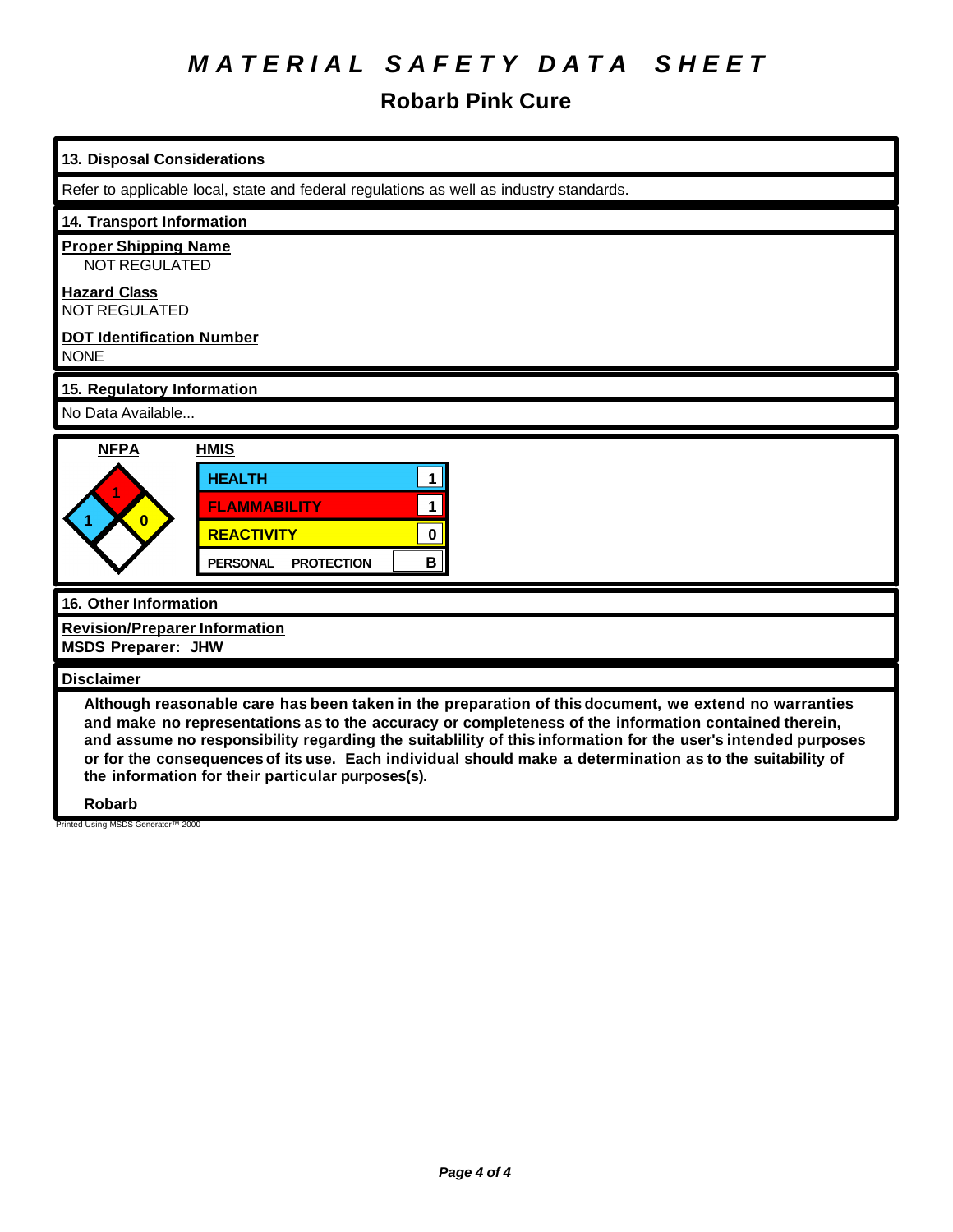# MATERIAL SAFETY DATA SHEET

## Robarb Pink Cure

### 13. Disposal Considerations

Refer to applicable local, state and federal regulations as well as industry standards.

### 14. Transport Information

**Proper Shipping Name**
NOT REGULATED

**Hazard Class**
NOT REGULATED

**DOT Identification Number**
NONE

### 15. Regulatory Information

No Data Available...

**NFPA**

1
1 0

**HMIS**

| | |
|---|---|
| HEALTH | 1 |
| FLAMMABILITY | 1 |
| REACTIVITY | 0 |
| PERSONAL PROTECTION | B |

### 16. Other Information

**Revision/Preparer Information**
**MSDS Preparer: JHW**

**Disclaimer**

**Although reasonable care has been taken in the preparation of this document, we extend no warranties and make no representations as to the accuracy or completeness of the information contained therein, and assume no responsibility regarding the suitablility of this information for the user's intended purposes or for the consequences of its use. Each individual should make a determination as to the suitability of the information for their particular purposes(s).**

**Robarb**

Printed Using MSDS Generator™ 2000